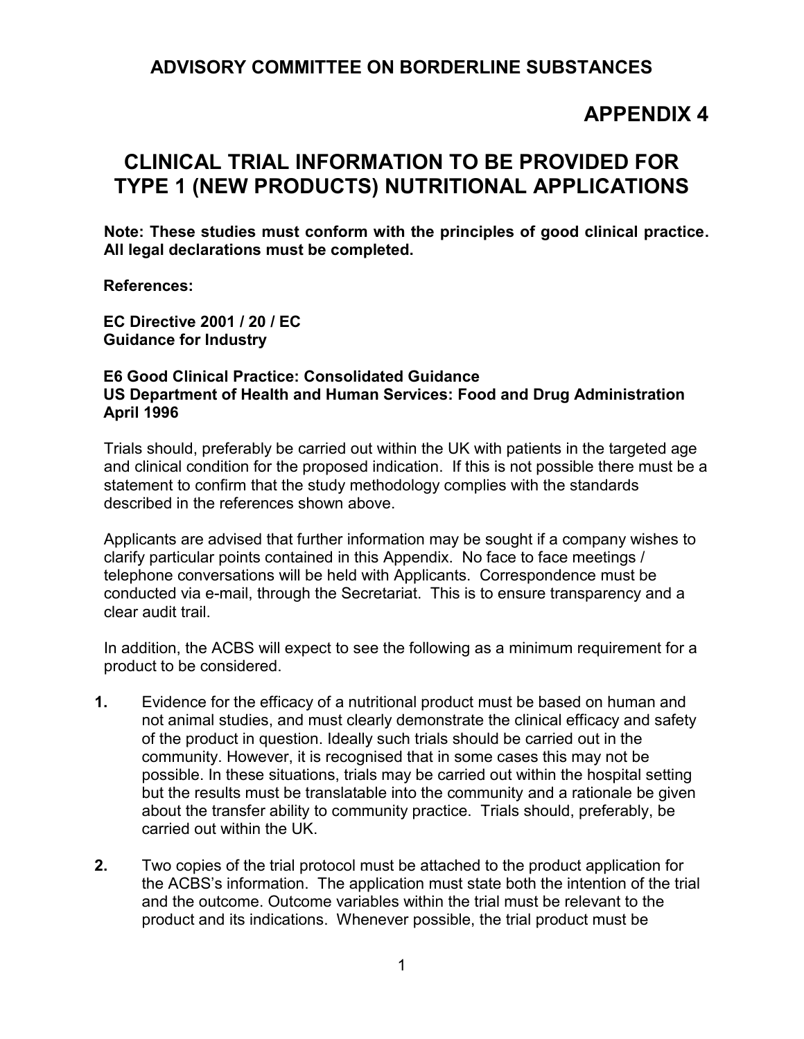## ADVISORY COMMITTEE ON BORDERLINE SUBSTANCES

## APPENDIX 4

# CLINICAL TRIAL INFORMATION TO BE PROVIDED FOR TYPE 1 (NEW PRODUCTS) NUTRITIONAL APPLICATIONS

**Note: These studies must conform with the principles of good clinical practice. All legal declarations must be completed.**

**References:**

**EC Directive 2001 / 20 / EC**
**Guidance for Industry**

**E6 Good Clinical Practice: Consolidated Guidance**
**US Department of Health and Human Services: Food and Drug Administration**
**April 1996**

Trials should, preferably be carried out within the UK with patients in the targeted age and clinical condition for the proposed indication. If this is not possible there must be a statement to confirm that the study methodology complies with the standards described in the references shown above.

Applicants are advised that further information may be sought if a company wishes to clarify particular points contained in this Appendix. No face to face meetings / telephone conversations will be held with Applicants. Correspondence must be conducted via e-mail, through the Secretariat. This is to ensure transparency and a clear audit trail.

In addition, the ACBS will expect to see the following as a minimum requirement for a product to be considered.

1. Evidence for the efficacy of a nutritional product must be based on human and not animal studies, and must clearly demonstrate the clinical efficacy and safety of the product in question. Ideally such trials should be carried out in the community. However, it is recognised that in some cases this may not be possible. In these situations, trials may be carried out within the hospital setting but the results must be translatable into the community and a rationale be given about the transfer ability to community practice. Trials should, preferably, be carried out within the UK.

2. Two copies of the trial protocol must be attached to the product application for the ACBS's information. The application must state both the intention of the trial and the outcome. Outcome variables within the trial must be relevant to the product and its indications. Whenever possible, the trial product must be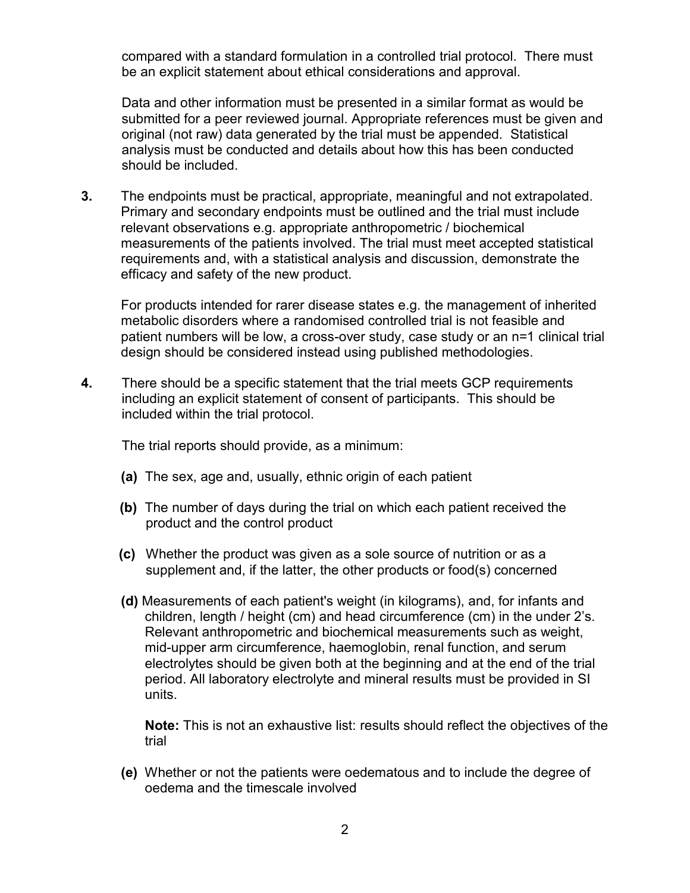compared with a standard formulation in a controlled trial protocol. There must be an explicit statement about ethical considerations and approval.

Data and other information must be presented in a similar format as would be submitted for a peer reviewed journal. Appropriate references must be given and original (not raw) data generated by the trial must be appended. Statistical analysis must be conducted and details about how this has been conducted should be included.

**3.** The endpoints must be practical, appropriate, meaningful and not extrapolated. Primary and secondary endpoints must be outlined and the trial must include relevant observations e.g. appropriate anthropometric / biochemical measurements of the patients involved. The trial must meet accepted statistical requirements and, with a statistical analysis and discussion, demonstrate the efficacy and safety of the new product.

For products intended for rarer disease states e.g. the management of inherited metabolic disorders where a randomised controlled trial is not feasible and patient numbers will be low, a cross-over study, case study or an n=1 clinical trial design should be considered instead using published methodologies.

**4.** There should be a specific statement that the trial meets GCP requirements including an explicit statement of consent of participants. This should be included within the trial protocol.

The trial reports should provide, as a minimum:

**(a)** The sex, age and, usually, ethnic origin of each patient

**(b)** The number of days during the trial on which each patient received the product and the control product

**(c)** Whether the product was given as a sole source of nutrition or as a supplement and, if the latter, the other products or food(s) concerned

**(d)** Measurements of each patient's weight (in kilograms), and, for infants and children, length / height (cm) and head circumference (cm) in the under 2's. Relevant anthropometric and biochemical measurements such as weight, mid-upper arm circumference, haemoglobin, renal function, and serum electrolytes should be given both at the beginning and at the end of the trial period. All laboratory electrolyte and mineral results must be provided in SI units.

**Note:** This is not an exhaustive list: results should reflect the objectives of the trial

**(e)** Whether or not the patients were oedematous and to include the degree of oedema and the timescale involved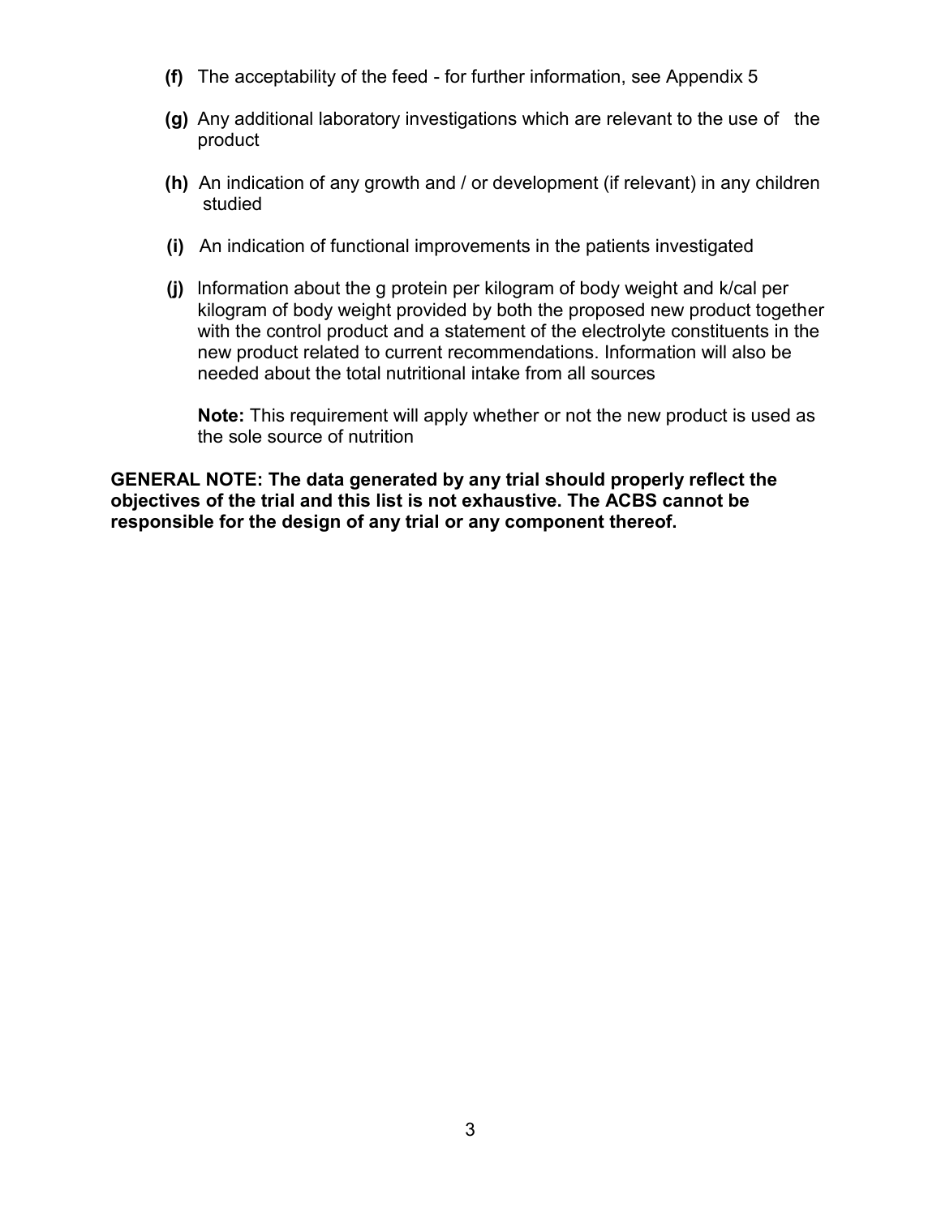**(f)** The acceptability of the feed - for further information, see Appendix 5

**(g)** Any additional laboratory investigations which are relevant to the use of the product

**(h)** An indication of any growth and / or development (if relevant) in any children studied

**(i)** An indication of functional improvements in the patients investigated

**(j)** Information about the g protein per kilogram of body weight and k/cal per kilogram of body weight provided by both the proposed new product together with the control product and a statement of the electrolyte constituents in the new product related to current recommendations. Information will also be needed about the total nutritional intake from all sources

**Note:** This requirement will apply whether or not the new product is used as the sole source of nutrition

**GENERAL NOTE: The data generated by any trial should properly reflect the objectives of the trial and this list is not exhaustive. The ACBS cannot be responsible for the design of any trial or any component thereof.**